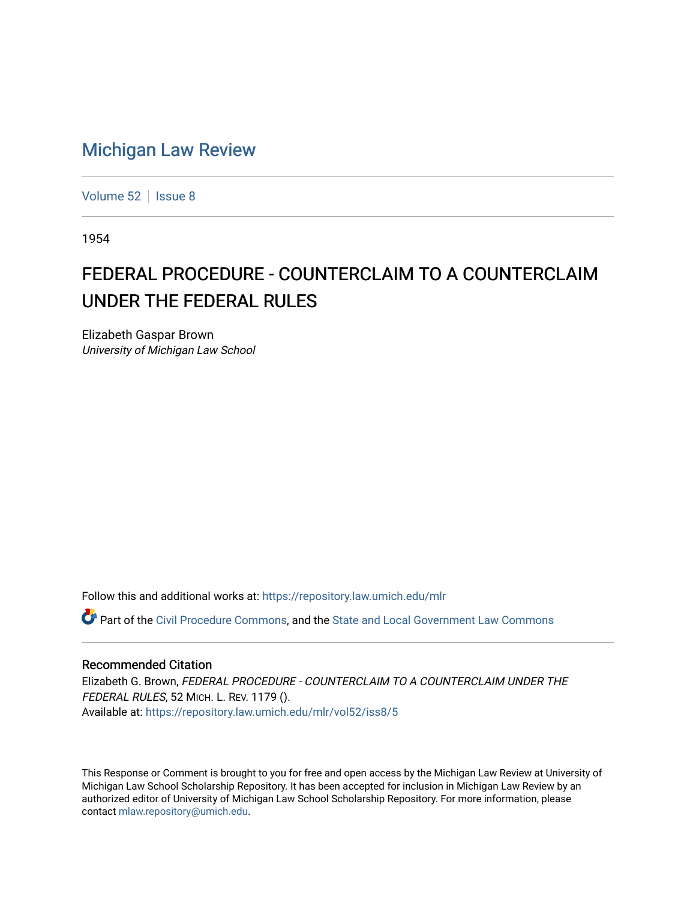# Michigan Law Review

Volume 52 | Issue 8

1954

## FEDERAL PROCEDURE - COUNTERCLAIM TO A COUNTERCLAIM UNDER THE FEDERAL RULES

Elizabeth Gaspar Brown
*University of Michigan Law School*

Follow this and additional works at: https://repository.law.umich.edu/mlr

Part of the Civil Procedure Commons, and the State and Local Government Law Commons

### Recommended Citation

Elizabeth G. Brown, *FEDERAL PROCEDURE - COUNTERCLAIM TO A COUNTERCLAIM UNDER THE FEDERAL RULES*, 52 MICH. L. REV. 1179 ().
Available at: https://repository.law.umich.edu/mlr/vol52/iss8/5

This Response or Comment is brought to you for free and open access by the Michigan Law Review at University of Michigan Law School Scholarship Repository. It has been accepted for inclusion in Michigan Law Review by an authorized editor of University of Michigan Law School Scholarship Repository. For more information, please contact mlaw.repository@umich.edu.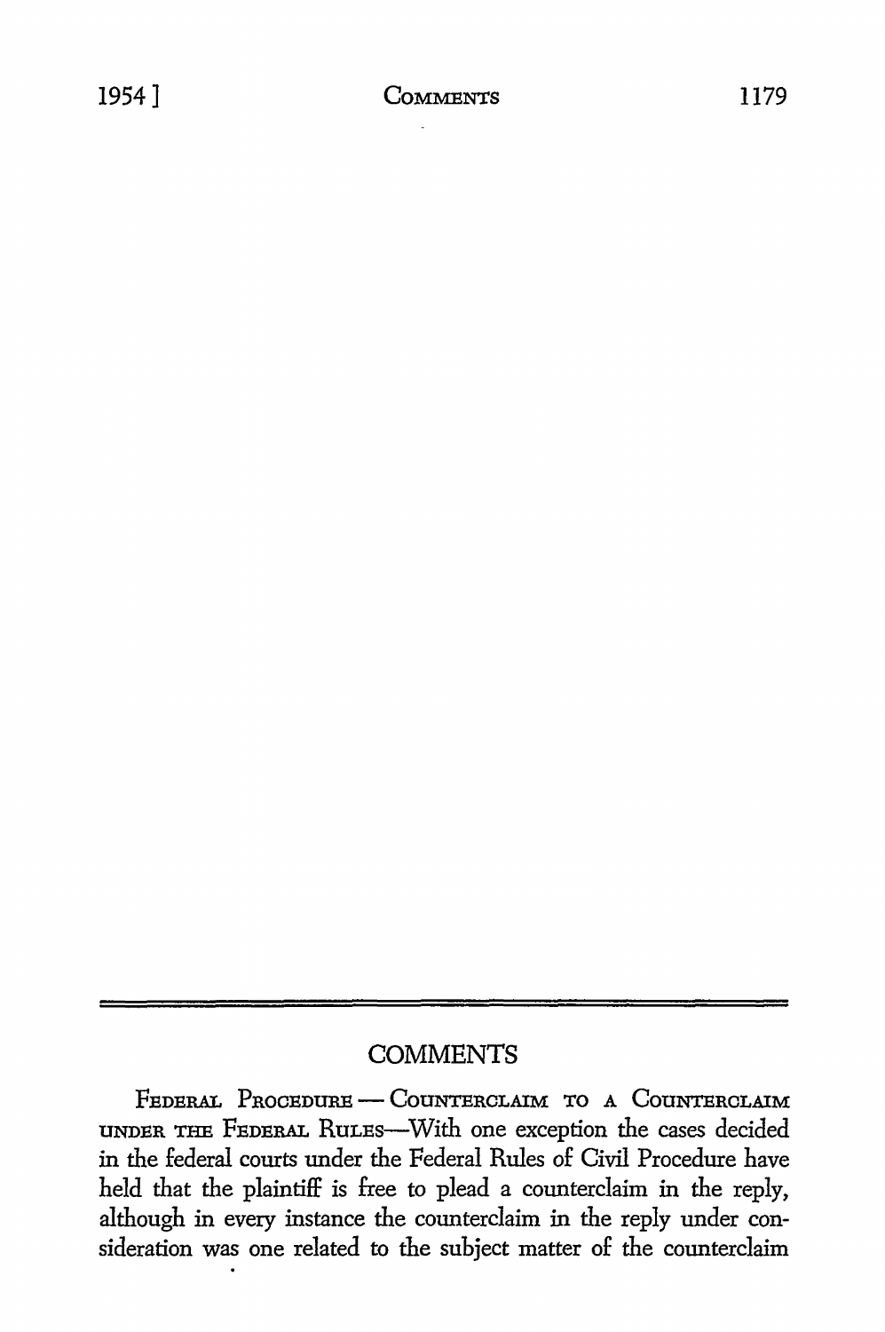## COMMENTS

FEDERAL PROCEDURE — COUNTERCLAIM TO A COUNTERCLAIM UNDER THE FEDERAL RULES—With one exception the cases decided in the federal courts under the Federal Rules of Civil Procedure have held that the plaintiff is free to plead a counterclaim in the reply, although in every instance the counterclaim in the reply under consideration was one related to the subject matter of the counterclaim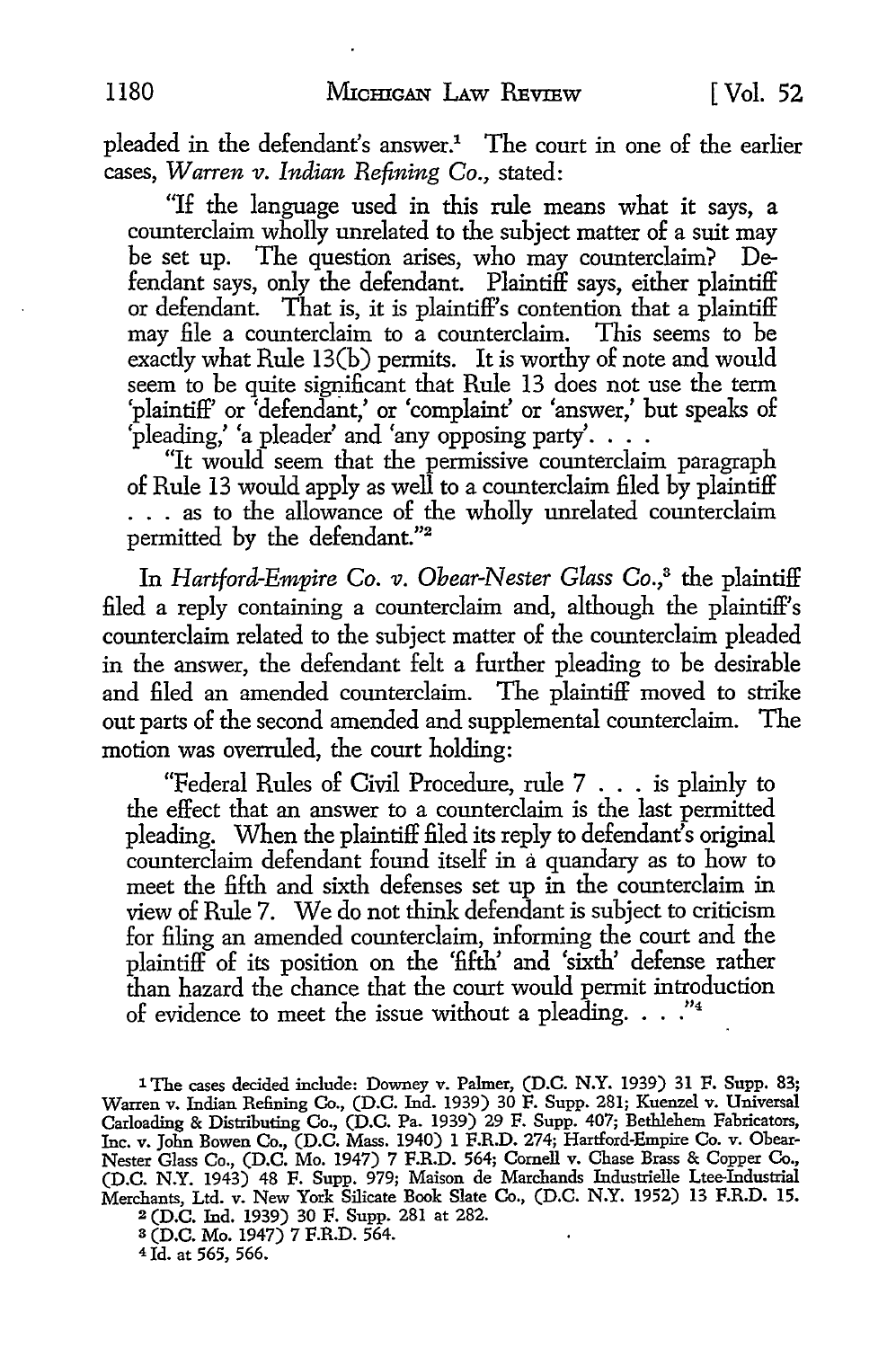pleaded in the defendant's answer.[1] The court in one of the earlier cases, *Warren v. Indian Refining Co.*, stated:

> "If the language used in this rule means what it says, a counterclaim wholly unrelated to the subject matter of a suit may be set up. The question arises, who may counterclaim? Defendant says, only the defendant. Plaintiff says, either plaintiff or defendant. That is, it is plaintiff's contention that a plaintiff may file a counterclaim to a counterclaim. This seems to be exactly what Rule 13(b) permits. It is worthy of note and would seem to be quite significant that Rule 13 does not use the term 'plaintiff' or 'defendant,' or 'complaint' or 'answer,' but speaks of 'pleading,' 'a pleader' and 'any opposing party'. . . .
>
> "It would seem that the permissive counterclaim paragraph of Rule 13 would apply as well to a counterclaim filed by plaintiff . . . as to the allowance of the wholly unrelated counterclaim permitted by the defendant."[2]

In *Hartford-Empire Co. v. Obear-Nester Glass Co.*,[3] the plaintiff filed a reply containing a counterclaim and, although the plaintiff's counterclaim related to the subject matter of the counterclaim pleaded in the answer, the defendant felt a further pleading to be desirable and filed an amended counterclaim. The plaintiff moved to strike out parts of the second amended and supplemental counterclaim. The motion was overruled, the court holding:

> "Federal Rules of Civil Procedure, rule 7 . . . is plainly to the effect that an answer to a counterclaim is the last permitted pleading. When the plaintiff filed its reply to defendant's original counterclaim defendant found itself in a quandary as to how to meet the fifth and sixth defenses set up in the counterclaim in view of Rule 7. We do not think defendant is subject to criticism for filing an amended counterclaim, informing the court and the plaintiff of its position on the 'fifth' and 'sixth' defense rather than hazard the chance that the court would permit introduction of evidence to meet the issue without a pleading. . . ."[4]

---

[1] The cases decided include: Downey v. Palmer, (D.C. N.Y. 1939) 31 F. Supp. 83; Warren v. Indian Refining Co., (D.C. Ind. 1939) 30 F. Supp. 281; Kuenzel v. Universal Carloading & Distributing Co., (D.C. Pa. 1939) 29 F. Supp. 407; Bethlehem Fabricators, Inc. v. John Bowen Co., (D.C. Mass. 1940) 1 F.R.D. 274; Hartford-Empire Co. v. Obear-Nester Glass Co., (D.C. Mo. 1947) 7 F.R.D. 564; Cornell v. Chase Brass & Copper Co., (D.C. N.Y. 1943) 48 F. Supp. 979; Maison de Marchands Industrielle Ltee-Industrial Merchants, Ltd. v. New York Silicate Book Slate Co., (D.C. N.Y. 1952) 13 F.R.D. 15.

[2] (D.C. Ind. 1939) 30 F. Supp. 281 at 282.

[3] (D.C. Mo. 1947) 7 F.R.D. 564.

[4] Id. at 565, 566.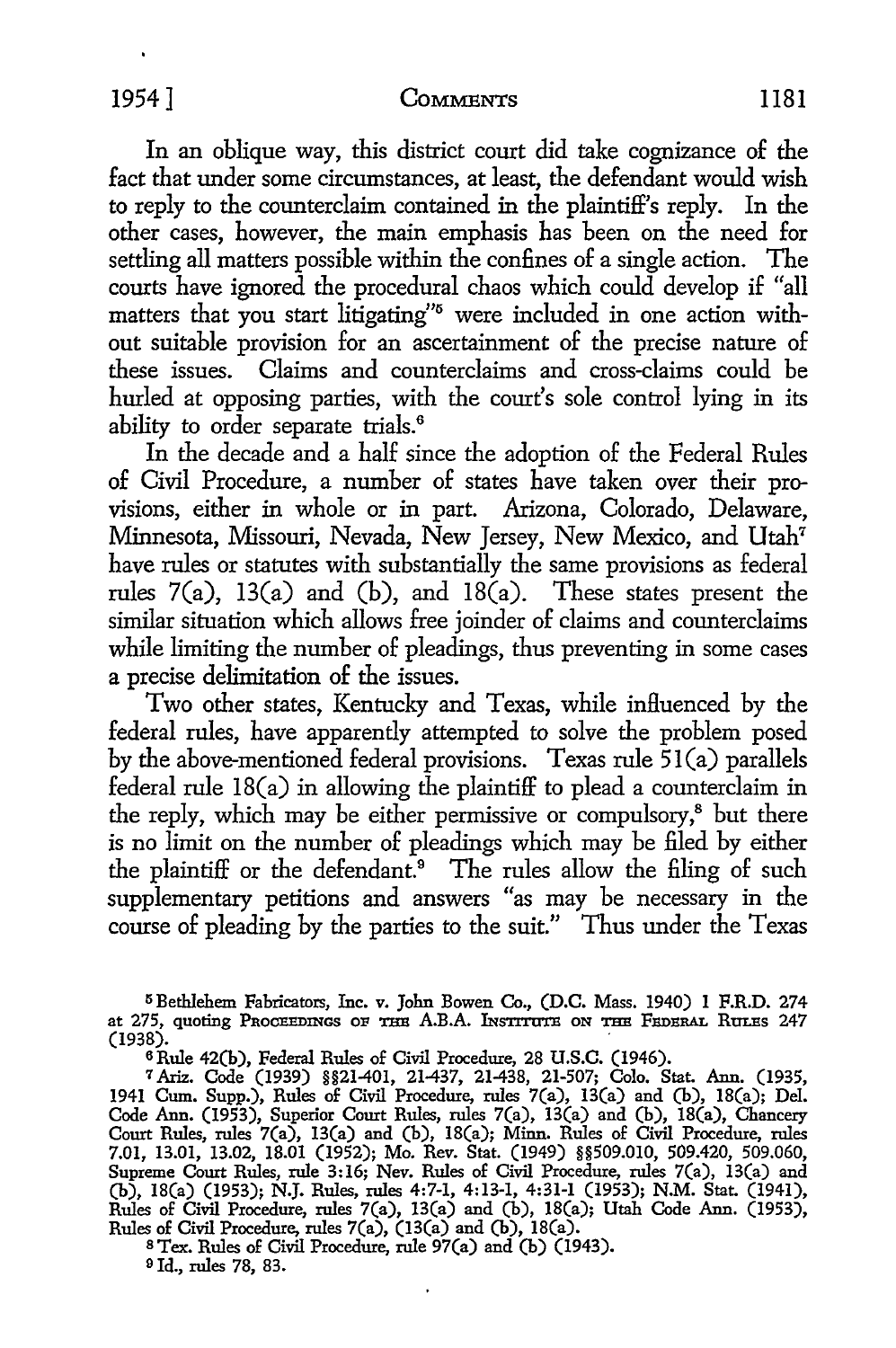In an oblique way, this district court did take cognizance of the fact that under some circumstances, at least, the defendant would wish to reply to the counterclaim contained in the plaintiff's reply. In the other cases, however, the main emphasis has been on the need for settling all matters possible within the confines of a single action. The courts have ignored the procedural chaos which could develop if "all matters that you start litigating"[5] were included in one action without suitable provision for an ascertainment of the precise nature of these issues. Claims and counterclaims and cross-claims could be hurled at opposing parties, with the court's sole control lying in its ability to order separate trials.[6]

In the decade and a half since the adoption of the Federal Rules of Civil Procedure, a number of states have taken over their provisions, either in whole or in part. Arizona, Colorado, Delaware, Minnesota, Missouri, Nevada, New Jersey, New Mexico, and Utah[7] have rules or statutes with substantially the same provisions as federal rules 7(a), 13(a) and (b), and 18(a). These states present the similar situation which allows free joinder of claims and counterclaims while limiting the number of pleadings, thus preventing in some cases a precise delimitation of the issues.

Two other states, Kentucky and Texas, while influenced by the federal rules, have apparently attempted to solve the problem posed by the above-mentioned federal provisions. Texas rule 51(a) parallels federal rule 18(a) in allowing the plaintiff to plead a counterclaim in the reply, which may be either permissive or compulsory,[8] but there is no limit on the number of pleadings which may be filed by either the plaintiff or the defendant.[9] The rules allow the filing of such supplementary petitions and answers "as may be necessary in the course of pleading by the parties to the suit." Thus under the Texas

---

[5] Bethlehem Fabricators, Inc. v. John Bowen Co., (D.C. Mass. 1940) 1 F.R.D. 274 at 275, quoting PROCEEDINGS OF THE A.B.A. INSTITUTE ON THE FEDERAL RULES 247 (1938).

[6] Rule 42(b), Federal Rules of Civil Procedure, 28 U.S.C. (1946).

[7] Ariz. Code (1939) §§21-401, 21-437, 21-438, 21-507; Colo. Stat. Ann. (1935, 1941 Cum. Supp.), Rules of Civil Procedure, rules 7(a), 13(a) and (b), 18(a); Del. Code Ann. (1953), Superior Court Rules, rules 7(a), 13(a) and (b), 18(a), Chancery Court Rules, rules 7(a), 13(a) and (b), 18(a); Minn. Rules of Civil Procedure, rules 7.01, 13.01, 13.02, 18.01 (1952); Mo. Rev. Stat. (1949) §§509.010, 509.420, 509.060, Supreme Court Rules, rule 3:16; Nev. Rules of Civil Procedure, rules 7(a), 13(a) and (b), 18(a) (1953); N.J. Rules, rules 4:7-1, 4:13-1, 4:31-1 (1953); N.M. Stat. (1941), Rules of Civil Procedure, rules 7(a), 13(a) and (b), 18(a); Utah Code Ann. (1953), Rules of Civil Procedure, rules 7(a), (13(a) and (b), 18(a).

[8] Tex. Rules of Civil Procedure, rule 97(a) and (b) (1943).

[9] Id., rules 78, 83.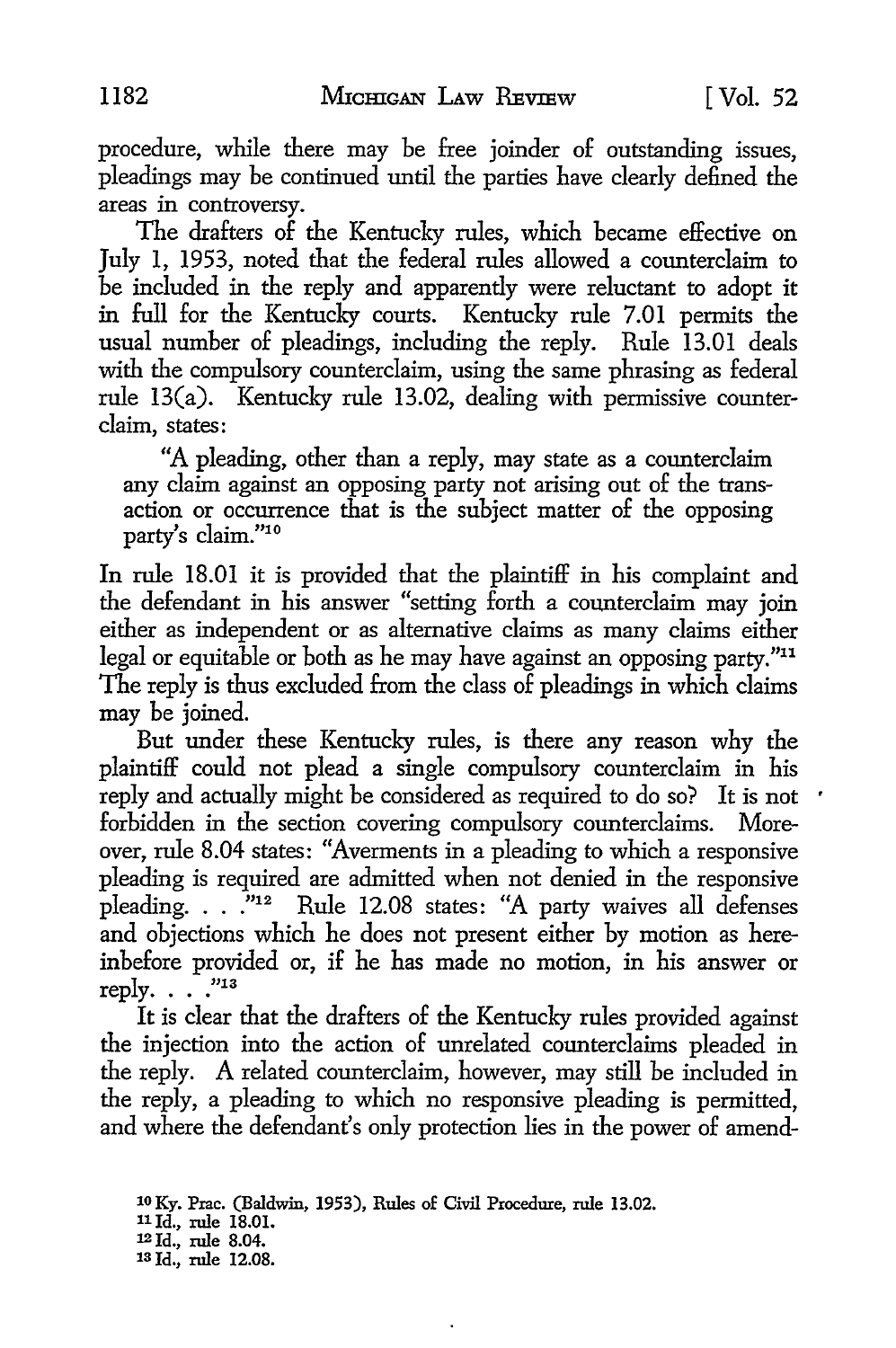procedure, while there may be free joinder of outstanding issues, pleadings may be continued until the parties have clearly defined the areas in controversy.

The drafters of the Kentucky rules, which became effective on July 1, 1953, noted that the federal rules allowed a counterclaim to be included in the reply and apparently were reluctant to adopt it in full for the Kentucky courts. Kentucky rule 7.01 permits the usual number of pleadings, including the reply. Rule 13.01 deals with the compulsory counterclaim, using the same phrasing as federal rule 13(a). Kentucky rule 13.02, dealing with permissive counterclaim, states:

> "A pleading, other than a reply, may state as a counterclaim any claim against an opposing party not arising out of the transaction or occurrence that is the subject matter of the opposing party's claim."[10]

In rule 18.01 it is provided that the plaintiff in his complaint and the defendant in his answer "setting forth a counterclaim may join either as independent or as alternative claims as many claims either legal or equitable or both as he may have against an opposing party."[11] The reply is thus excluded from the class of pleadings in which claims may be joined.

But under these Kentucky rules, is there any reason why the plaintiff could not plead a single compulsory counterclaim in his reply and actually might be considered as required to do so? It is not forbidden in the section covering compulsory counterclaims. Moreover, rule 8.04 states: "Averments in a pleading to which a responsive pleading is required are admitted when not denied in the responsive pleading. . . ."[12] Rule 12.08 states: "A party waives all defenses and objections which he does not present either by motion as hereinbefore provided or, if he has made no motion, in his answer or reply. . . ."[13]

It is clear that the drafters of the Kentucky rules provided against the injection into the action of unrelated counterclaims pleaded in the reply. A related counterclaim, however, may still be included in the reply, a pleading to which no responsive pleading is permitted, and where the defendant's only protection lies in the power of amend-

---

[10] Ky. Prac. (Baldwin, 1953), Rules of Civil Procedure, rule 13.02.

[11] Id., rule 18.01.

[12] Id., rule 8.04.

[13] Id., rule 12.08.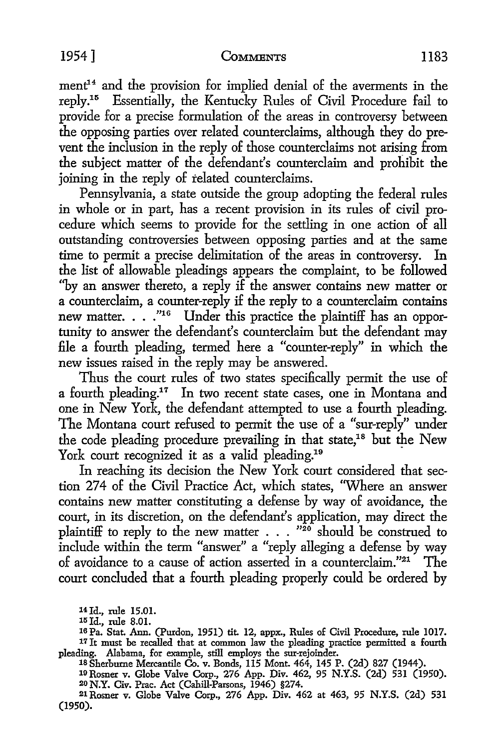ment[14] and the provision for implied denial of the averments in the reply.[15] Essentially, the Kentucky Rules of Civil Procedure fail to provide for a precise formulation of the areas in controversy between the opposing parties over related counterclaims, although they do prevent the inclusion in the reply of those counterclaims not arising from the subject matter of the defendant's counterclaim and prohibit the joining in the reply of related counterclaims.

Pennsylvania, a state outside the group adopting the federal rules in whole or in part, has a recent provision in its rules of civil procedure which seems to provide for the settling in one action of all outstanding controversies between opposing parties and at the same time to permit a precise delimitation of the areas in controversy. In the list of allowable pleadings appears the complaint, to be followed "by an answer thereto, a reply if the answer contains new matter or a counterclaim, a counter-reply if the reply to a counterclaim contains new matter. . . ."[16] Under this practice the plaintiff has an opportunity to answer the defendant's counterclaim but the defendant may file a fourth pleading, termed here a "counter-reply" in which the new issues raised in the reply may be answered.

Thus the court rules of two states specifically permit the use of a fourth pleading.[17] In two recent state cases, one in Montana and one in New York, the defendant attempted to use a fourth pleading. The Montana court refused to permit the use of a "sur-reply" under the code pleading procedure prevailing in that state,[18] but the New York court recognized it as a valid pleading.[19]

In reaching its decision the New York court considered that section 274 of the Civil Practice Act, which states, "Where an answer contains new matter constituting a defense by way of avoidance, the court, in its discretion, on the defendant's application, may direct the plaintiff to reply to the new matter . . . "[20] should be construed to include within the term "answer" a "reply alleging a defense by way of avoidance to a cause of action asserted in a counterclaim."[21] The court concluded that a fourth pleading properly could be ordered by

---

[14] Id., rule 15.01.

[15] Id., rule 8.01.

[16] Pa. Stat. Ann. (Purdon, 1951) tit. 12, appx., Rules of Civil Procedure, rule 1017.

[17] It must be recalled that at common law the pleading practice permitted a fourth pleading. Alabama, for example, still employs the sur-rejoinder.

[18] Sherburne Mercantile Co. v. Bonds, 115 Mont. 464, 145 P. (2d) 827 (1944).

[19] Rosner v. Globe Valve Corp., 276 App. Div. 462, 95 N.Y.S. (2d) 531 (1950).

[20] N.Y. Civ. Prac. Act (Cahill-Parsons, 1946) §274.

[21] Rosner v. Globe Valve Corp., 276 App. Div. 462 at 463, 95 N.Y.S. (2d) 531 (1950).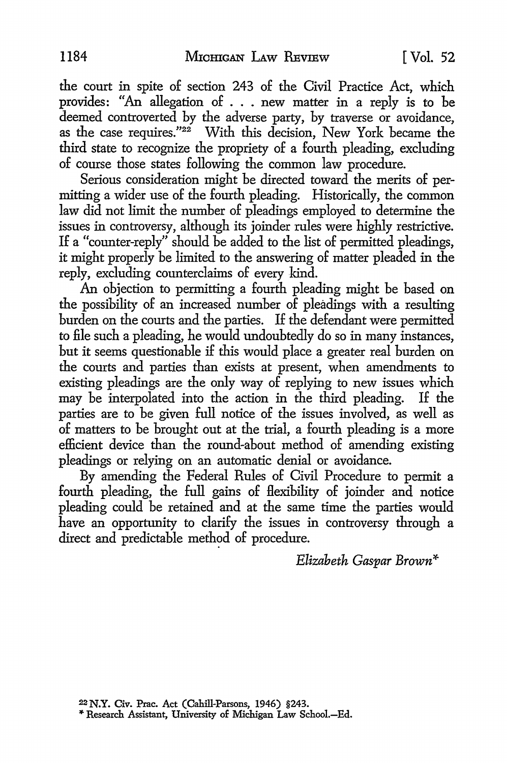the court in spite of section 243 of the Civil Practice Act, which provides: "An allegation of . . . new matter in a reply is to be deemed controverted by the adverse party, by traverse or avoidance, as the case requires."[22] With this decision, New York became the third state to recognize the propriety of a fourth pleading, excluding of course those states following the common law procedure.

Serious consideration might be directed toward the merits of permitting a wider use of the fourth pleading. Historically, the common law did not limit the number of pleadings employed to determine the issues in controversy, although its joinder rules were highly restrictive. If a "counter-reply" should be added to the list of permitted pleadings, it might properly be limited to the answering of matter pleaded in the reply, excluding counterclaims of every kind.

An objection to permitting a fourth pleading might be based on the possibility of an increased number of pleadings with a resulting burden on the courts and the parties. If the defendant were permitted to file such a pleading, he would undoubtedly do so in many instances, but it seems questionable if this would place a greater real burden on the courts and parties than exists at present, when amendments to existing pleadings are the only way of replying to new issues which may be interpolated into the action in the third pleading. If the parties are to be given full notice of the issues involved, as well as of matters to be brought out at the trial, a fourth pleading is a more efficient device than the round-about method of amending existing pleadings or relying on an automatic denial or avoidance.

By amending the Federal Rules of Civil Procedure to permit a fourth pleading, the full gains of flexibility of joinder and notice pleading could be retained and at the same time the parties would have an opportunity to clarify the issues in controversy through a direct and predictable method of procedure.

*Elizabeth Gaspar Brown**

---

[22] N.Y. Civ. Prac. Act (Cahill-Parsons, 1946) §243.

* Research Assistant, University of Michigan Law School.—Ed.